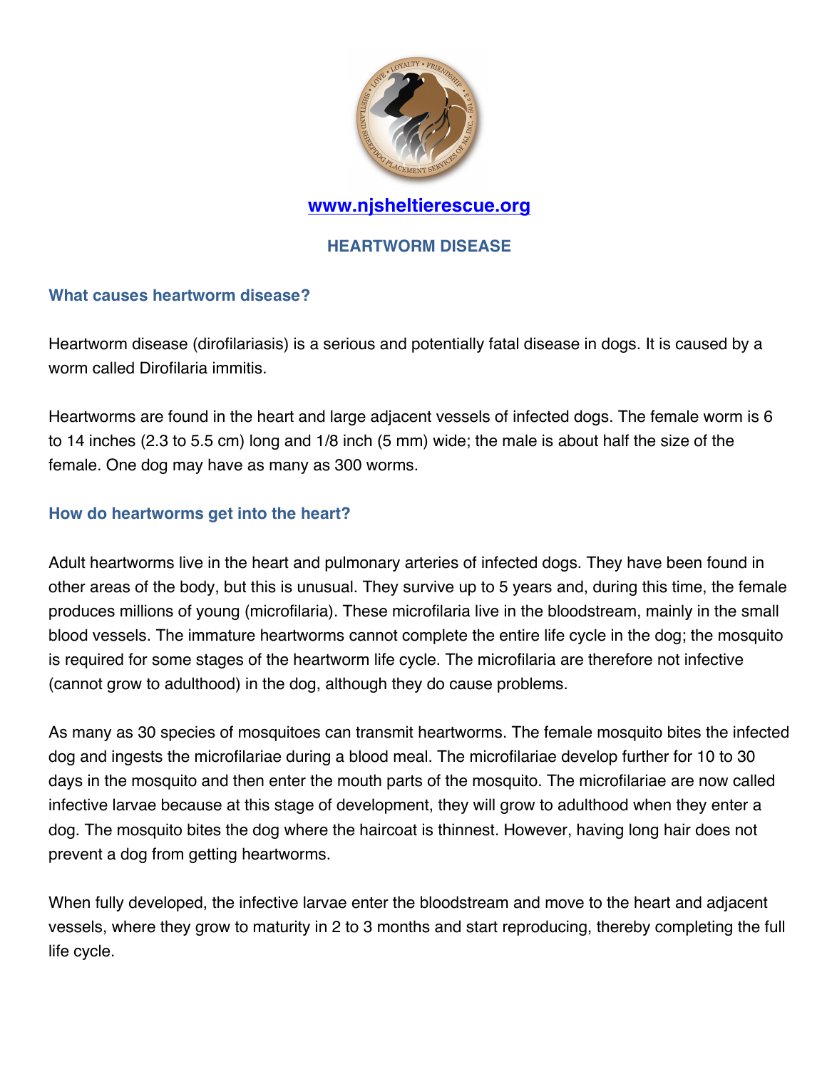[www.njsheltierescue.org](http://www.njsheltierescue.org)

# HEARTWORM DISEASE

## What causes heartworm disease?

Heartworm disease (dirofilariasis) is a serious and potentially fatal disease in dogs. It is caused by a worm called Dirofilaria immitis.

Heartworms are found in the heart and large adjacent vessels of infected dogs. The female worm is 6 to 14 inches (2.3 to 5.5 cm) long and 1/8 inch (5 mm) wide; the male is about half the size of the female. One dog may have as many as 300 worms.

## How do heartworms get into the heart?

Adult heartworms live in the heart and pulmonary arteries of infected dogs. They have been found in other areas of the body, but this is unusual. They survive up to 5 years and, during this time, the female produces millions of young (microfilaria). These microfilaria live in the bloodstream, mainly in the small blood vessels. The immature heartworms cannot complete the entire life cycle in the dog; the mosquito is required for some stages of the heartworm life cycle. The microfilaria are therefore not infective (cannot grow to adulthood) in the dog, although they do cause problems.

As many as 30 species of mosquitoes can transmit heartworms. The female mosquito bites the infected dog and ingests the microfilariae during a blood meal. The microfilariae develop further for 10 to 30 days in the mosquito and then enter the mouth parts of the mosquito. The microfilariae are now called infective larvae because at this stage of development, they will grow to adulthood when they enter a dog. The mosquito bites the dog where the haircoat is thinnest. However, having long hair does not prevent a dog from getting heartworms.

When fully developed, the infective larvae enter the bloodstream and move to the heart and adjacent vessels, where they grow to maturity in 2 to 3 months and start reproducing, thereby completing the full life cycle.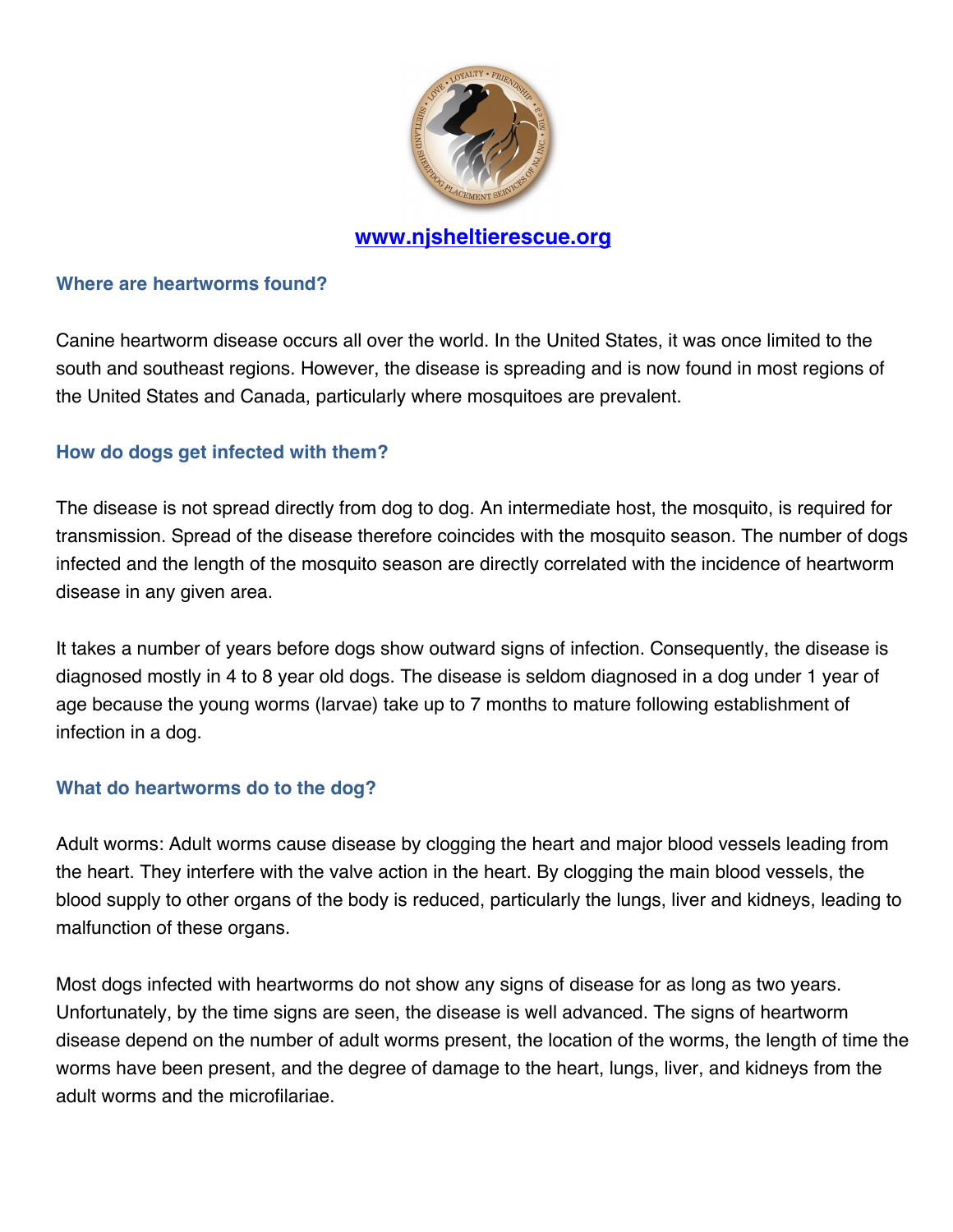[www.njsheltierescue.org](http://www.njsheltierescue.org)

### Where are heartworms found?

Canine heartworm disease occurs all over the world. In the United States, it was once limited to the south and southeast regions. However, the disease is spreading and is now found in most regions of the United States and Canada, particularly where mosquitoes are prevalent.

### How do dogs get infected with them?

The disease is not spread directly from dog to dog. An intermediate host, the mosquito, is required for transmission. Spread of the disease therefore coincides with the mosquito season. The number of dogs infected and the length of the mosquito season are directly correlated with the incidence of heartworm disease in any given area.

It takes a number of years before dogs show outward signs of infection. Consequently, the disease is diagnosed mostly in 4 to 8 year old dogs. The disease is seldom diagnosed in a dog under 1 year of age because the young worms (larvae) take up to 7 months to mature following establishment of infection in a dog.

### What do heartworms do to the dog?

Adult worms: Adult worms cause disease by clogging the heart and major blood vessels leading from the heart. They interfere with the valve action in the heart. By clogging the main blood vessels, the blood supply to other organs of the body is reduced, particularly the lungs, liver and kidneys, leading to malfunction of these organs.

Most dogs infected with heartworms do not show any signs of disease for as long as two years. Unfortunately, by the time signs are seen, the disease is well advanced. The signs of heartworm disease depend on the number of adult worms present, the location of the worms, the length of time the worms have been present, and the degree of damage to the heart, lungs, liver, and kidneys from the adult worms and the microfilariae.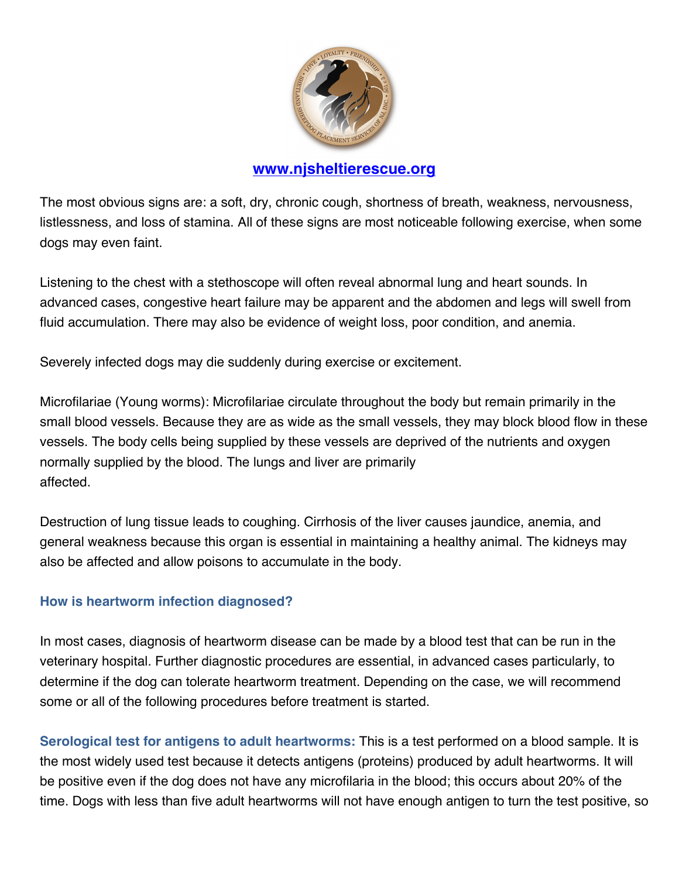The most obvious signs are: a soft, dry, chronic cough, shortness of breath, weakness, nervousness, listlessness, and loss of stamina. All of these signs are most noticeable following exercise, when some dogs may even faint.

Listening to the chest with a stethoscope will often reveal abnormal lung and heart sounds. In advanced cases, congestive heart failure may be apparent and the abdomen and legs will swell from fluid accumulation. There may also be evidence of weight loss, poor condition, and anemia.

Severely infected dogs may die suddenly during exercise or excitement.

Microfilariae (Young worms): Microfilariae circulate throughout the body but remain primarily in the small blood vessels. Because they are as wide as the small vessels, they may block blood flow in these vessels. The body cells being supplied by these vessels are deprived of the nutrients and oxygen normally supplied by the blood. The lungs and liver are primarily affected.

Destruction of lung tissue leads to coughing. Cirrhosis of the liver causes jaundice, anemia, and general weakness because this organ is essential in maintaining a healthy animal. The kidneys may also be affected and allow poisons to accumulate in the body.

### How is heartworm infection diagnosed?

In most cases, diagnosis of heartworm disease can be made by a blood test that can be run in the veterinary hospital. Further diagnostic procedures are essential, in advanced cases particularly, to determine if the dog can tolerate heartworm treatment. Depending on the case, we will recommend some or all of the following procedures before treatment is started.

**Serological test for antigens to adult heartworms:** This is a test performed on a blood sample. It is the most widely used test because it detects antigens (proteins) produced by adult heartworms. It will be positive even if the dog does not have any microfilaria in the blood; this occurs about 20% of the time. Dogs with less than five adult heartworms will not have enough antigen to turn the test positive, so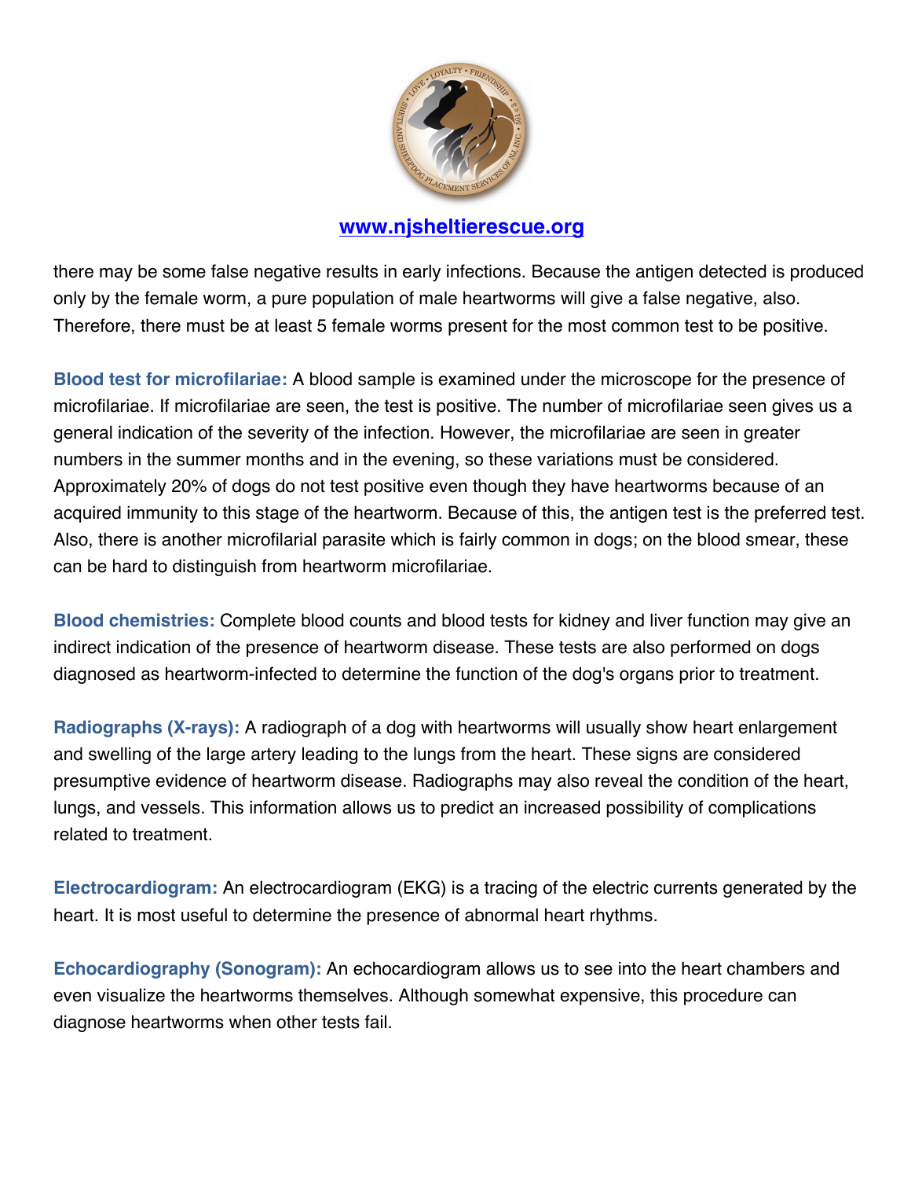there may be some false negative results in early infections. Because the antigen detected is produced only by the female worm, a pure population of male heartworms will give a false negative, also. Therefore, there must be at least 5 female worms present for the most common test to be positive.

**Blood test for microfilariae:** A blood sample is examined under the microscope for the presence of microfilariae. If microfilariae are seen, the test is positive. The number of microfilariae seen gives us a general indication of the severity of the infection. However, the microfilariae are seen in greater numbers in the summer months and in the evening, so these variations must be considered. Approximately 20% of dogs do not test positive even though they have heartworms because of an acquired immunity to this stage of the heartworm. Because of this, the antigen test is the preferred test. Also, there is another microfilarial parasite which is fairly common in dogs; on the blood smear, these can be hard to distinguish from heartworm microfilariae.

**Blood chemistries:** Complete blood counts and blood tests for kidney and liver function may give an indirect indication of the presence of heartworm disease. These tests are also performed on dogs diagnosed as heartworm-infected to determine the function of the dog's organs prior to treatment.

**Radiographs (X-rays):** A radiograph of a dog with heartworms will usually show heart enlargement and swelling of the large artery leading to the lungs from the heart. These signs are considered presumptive evidence of heartworm disease. Radiographs may also reveal the condition of the heart, lungs, and vessels. This information allows us to predict an increased possibility of complications related to treatment.

**Electrocardiogram:** An electrocardiogram (EKG) is a tracing of the electric currents generated by the heart. It is most useful to determine the presence of abnormal heart rhythms.

**Echocardiography (Sonogram):** An echocardiogram allows us to see into the heart chambers and even visualize the heartworms themselves. Although somewhat expensive, this procedure can diagnose heartworms when other tests fail.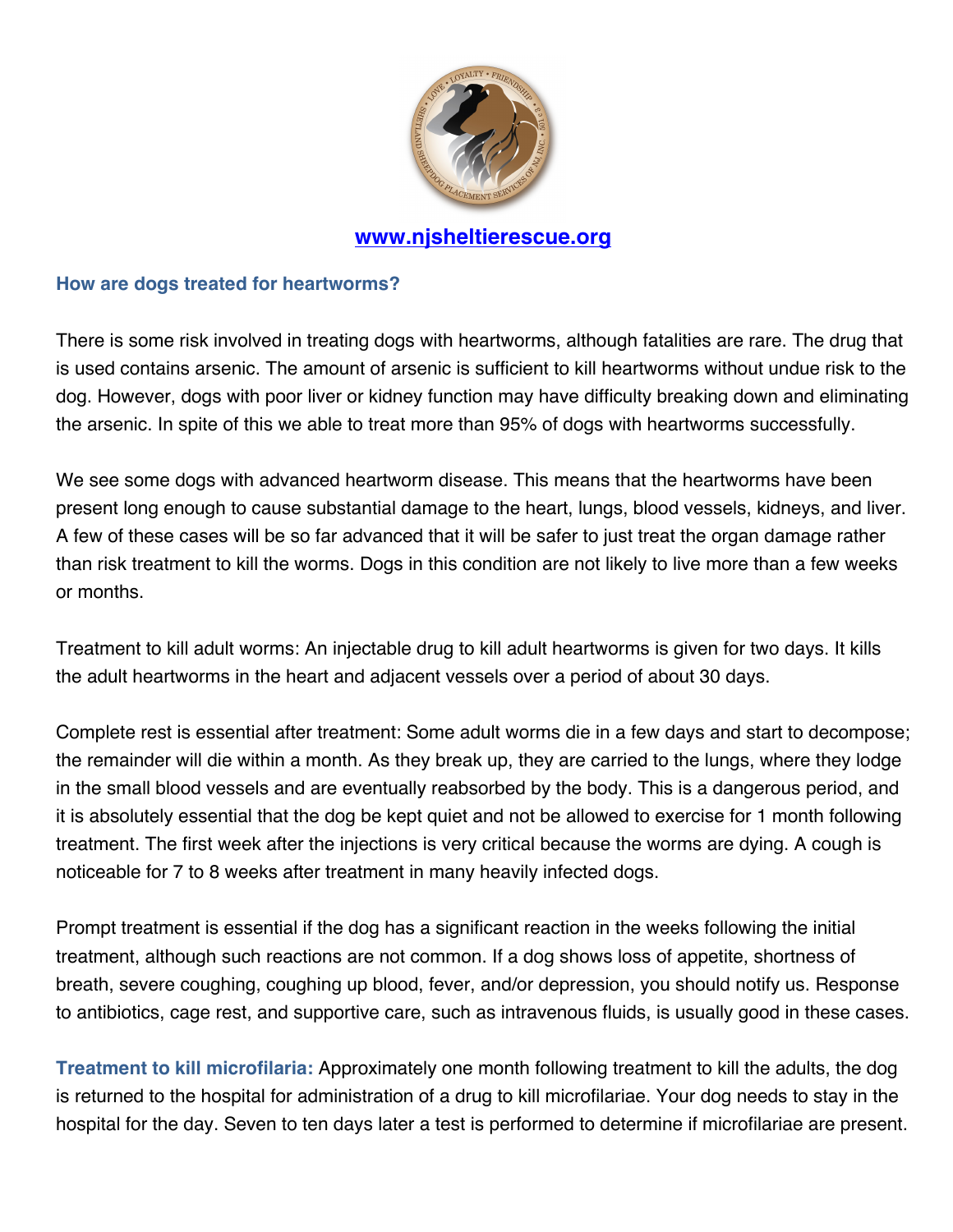[www.njsheltierescue.org](http://www.njsheltierescue.org)

## How are dogs treated for heartworms?

There is some risk involved in treating dogs with heartworms, although fatalities are rare. The drug that is used contains arsenic. The amount of arsenic is sufficient to kill heartworms without undue risk to the dog. However, dogs with poor liver or kidney function may have difficulty breaking down and eliminating the arsenic. In spite of this we able to treat more than 95% of dogs with heartworms successfully.

We see some dogs with advanced heartworm disease. This means that the heartworms have been present long enough to cause substantial damage to the heart, lungs, blood vessels, kidneys, and liver. A few of these cases will be so far advanced that it will be safer to just treat the organ damage rather than risk treatment to kill the worms. Dogs in this condition are not likely to live more than a few weeks or months.

Treatment to kill adult worms: An injectable drug to kill adult heartworms is given for two days. It kills the adult heartworms in the heart and adjacent vessels over a period of about 30 days.

Complete rest is essential after treatment: Some adult worms die in a few days and start to decompose; the remainder will die within a month. As they break up, they are carried to the lungs, where they lodge in the small blood vessels and are eventually reabsorbed by the body. This is a dangerous period, and it is absolutely essential that the dog be kept quiet and not be allowed to exercise for 1 month following treatment. The first week after the injections is very critical because the worms are dying. A cough is noticeable for 7 to 8 weeks after treatment in many heavily infected dogs.

Prompt treatment is essential if the dog has a significant reaction in the weeks following the initial treatment, although such reactions are not common. If a dog shows loss of appetite, shortness of breath, severe coughing, coughing up blood, fever, and/or depression, you should notify us. Response to antibiotics, cage rest, and supportive care, such as intravenous fluids, is usually good in these cases.

**Treatment to kill microfilaria:** Approximately one month following treatment to kill the adults, the dog is returned to the hospital for administration of a drug to kill microfilariae. Your dog needs to stay in the hospital for the day. Seven to ten days later a test is performed to determine if microfilariae are present.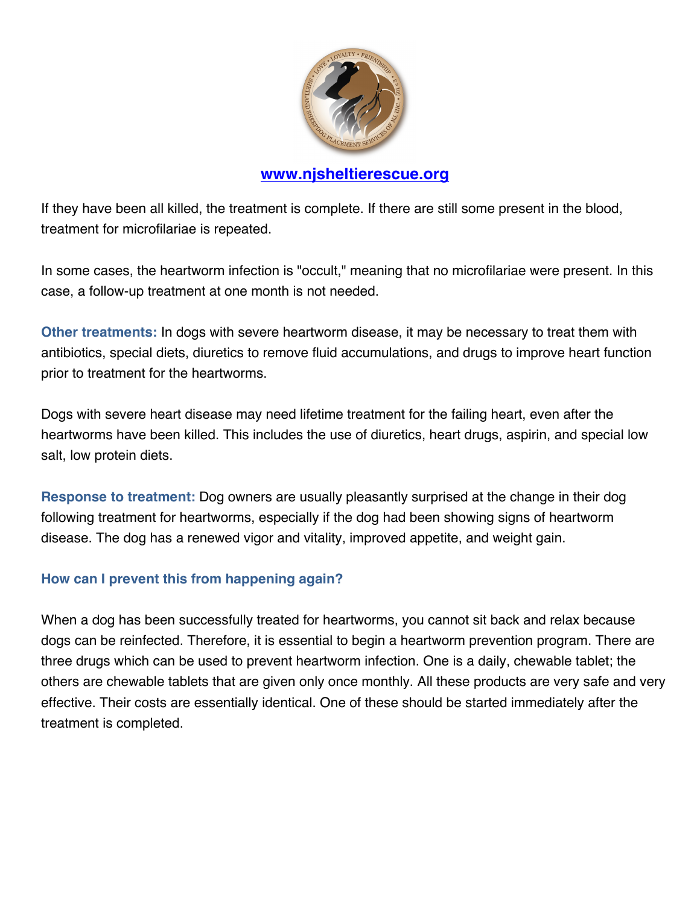If they have been all killed, the treatment is complete. If there are still some present in the blood, treatment for microfilariae is repeated.

In some cases, the heartworm infection is "occult," meaning that no microfilariae were present. In this case, a follow-up treatment at one month is not needed.

**Other treatments:** In dogs with severe heartworm disease, it may be necessary to treat them with antibiotics, special diets, diuretics to remove fluid accumulations, and drugs to improve heart function prior to treatment for the heartworms.

Dogs with severe heart disease may need lifetime treatment for the failing heart, even after the heartworms have been killed. This includes the use of diuretics, heart drugs, aspirin, and special low salt, low protein diets.

**Response to treatment:** Dog owners are usually pleasantly surprised at the change in their dog following treatment for heartworms, especially if the dog had been showing signs of heartworm disease. The dog has a renewed vigor and vitality, improved appetite, and weight gain.

### How can I prevent this from happening again?

When a dog has been successfully treated for heartworms, you cannot sit back and relax because dogs can be reinfected. Therefore, it is essential to begin a heartworm prevention program. There are three drugs which can be used to prevent heartworm infection. One is a daily, chewable tablet; the others are chewable tablets that are given only once monthly. All these products are very safe and very effective. Their costs are essentially identical. One of these should be started immediately after the treatment is completed.